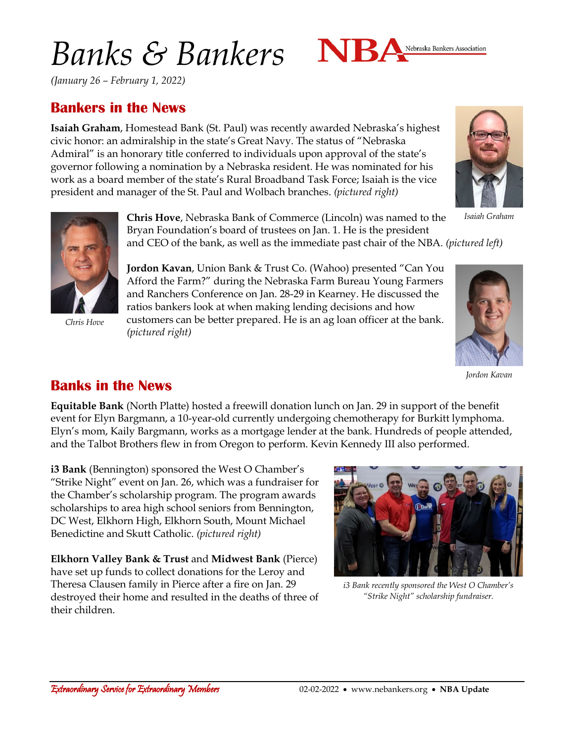# Banks & Bankers

*(January 26 – February 1, 2022)*

## Bankers in the News

**Isaiah Graham**, Homestead Bank (St. Paul) was recently awarded Nebraska's highest civic honor: an admiralship in the state's Great Navy. The status of "Nebraska Admiral" is an honorary title conferred to individuals upon approval of the state's governor following a nomination by a Nebraska resident. He was nominated for his work as a board member of the state's Rural Broadband Task Force; Isaiah is the vice president and manager of the St. Paul and Wolbach branches. *(pictured right)*

*Isaiah Graham*

**Chris Hove**, Nebraska Bank of Commerce (Lincoln) was named to the Bryan Foundation's board of trustees on Jan. 1. He is the president and CEO of the bank, as well as the immediate past chair of the NBA. *(pictured left)*

*Chris Hove*

**Jordon Kavan**, Union Bank & Trust Co. (Wahoo) presented "Can You Afford the Farm?" during the Nebraska Farm Bureau Young Farmers and Ranchers Conference on Jan. 28-29 in Kearney. He discussed the ratios bankers look at when making lending decisions and how customers can be better prepared. He is an ag loan officer at the bank. *(pictured right)*

*Jordon Kavan*

## Banks in the News

**Equitable Bank** (North Platte) hosted a freewill donation lunch on Jan. 29 in support of the benefit event for Elyn Bargmann, a 10-year-old currently undergoing chemotherapy for Burkitt lymphoma. Elyn's mom, Kaily Bargmann, works as a mortgage lender at the bank. Hundreds of people attended, and the Talbot Brothers flew in from Oregon to perform. Kevin Kennedy III also performed.

**i3 Bank** (Bennington) sponsored the West O Chamber's "Strike Night" event on Jan. 26, which was a fundraiser for the Chamber's scholarship program. The program awards scholarships to area high school seniors from Bennington, DC West, Elkhorn High, Elkhorn South, Mount Michael Benedictine and Skutt Catholic. *(pictured right)*

*i3 Bank recently sponsored the West O Chamber's "Strike Night" scholarship fundraiser.*

**Elkhorn Valley Bank & Trust** and **Midwest Bank** (Pierce) have set up funds to collect donations for the Leroy and Theresa Clausen family in Pierce after a fire on Jan. 29 destroyed their home and resulted in the deaths of three of their children.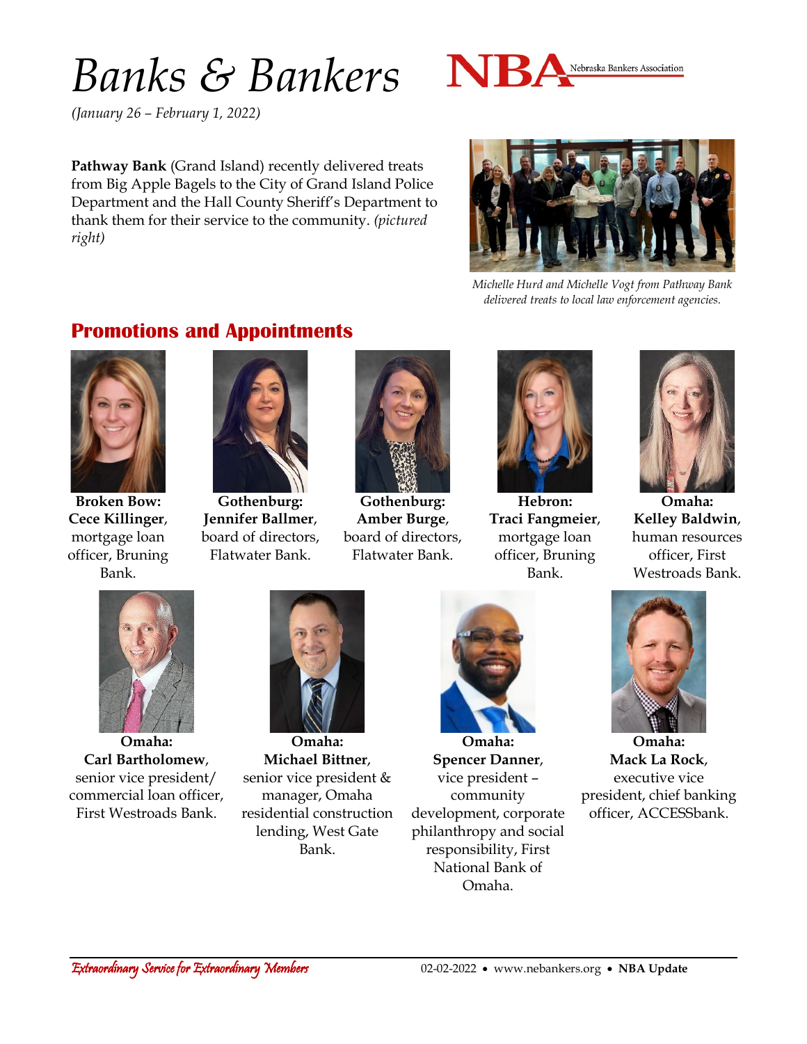# *Banks & Bankers*

NBA Nebraska Bankers Association

*(January 26 – February 1, 2022)*

**Pathway Bank** (Grand Island) recently delivered treats from Big Apple Bagels to the City of Grand Island Police Department and the Hall County Sheriff's Department to thank them for their service to the community. *(pictured right)*

*Michelle Hurd and Michelle Vogt from Pathway Bank delivered treats to local law enforcement agencies.*

## Promotions and Appointments

**Broken Bow: Cece Killinger**, mortgage loan officer, Bruning Bank.

**Gothenburg: Jennifer Ballmer**, board of directors, Flatwater Bank.

**Gothenburg: Amber Burge**, board of directors, Flatwater Bank.

**Hebron: Traci Fangmeier**, mortgage loan officer, Bruning Bank.

**Omaha: Kelley Baldwin**, human resources officer, First Westroads Bank.

**Omaha: Carl Bartholomew**, senior vice president/ commercial loan officer, First Westroads Bank.

**Omaha: Michael Bittner**, senior vice president & manager, Omaha residential construction lending, West Gate Bank.

**Omaha: Spencer Danner**, vice president – community development, corporate philanthropy and social responsibility, First National Bank of Omaha.

**Omaha: Mack La Rock**, executive vice president, chief banking officer, ACCESSbank.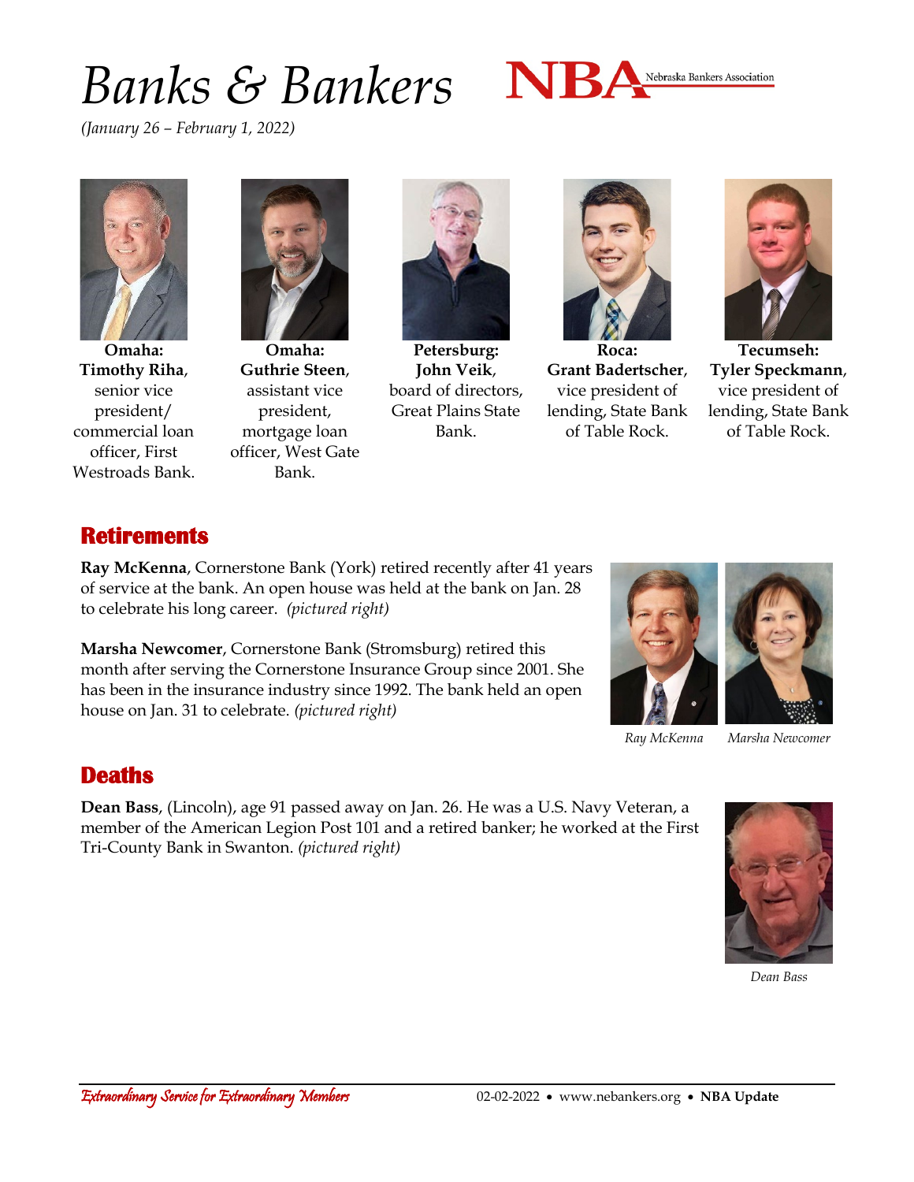# Banks & Bankers

*(January 26 – February 1, 2022)*

**Omaha: Timothy Riha**, senior vice president/ commercial loan officer, First Westroads Bank.

**Omaha: Guthrie Steen**, assistant vice president, mortgage loan officer, West Gate Bank.

**Petersburg: John Veik**, board of directors, Great Plains State Bank.

**Roca: Grant Badertscher**, vice president of lending, State Bank of Table Rock.

**Tecumseh: Tyler Speckmann**, vice president of lending, State Bank of Table Rock.

## Retirements

**Ray McKenna**, Cornerstone Bank (York) retired recently after 41 years of service at the bank. An open house was held at the bank on Jan. 28 to celebrate his long career. *(pictured right)*

**Marsha Newcomer**, Cornerstone Bank (Stromsburg) retired this month after serving the Cornerstone Insurance Group since 2001. She has been in the insurance industry since 1992. The bank held an open house on Jan. 31 to celebrate. *(pictured right)*

*Ray McKenna* *Marsha Newcomer*

## Deaths

**Dean Bass**, (Lincoln), age 91 passed away on Jan. 26. He was a U.S. Navy Veteran, a member of the American Legion Post 101 and a retired banker; he worked at the First Tri-County Bank in Swanton. *(pictured right)*

*Dean Bass*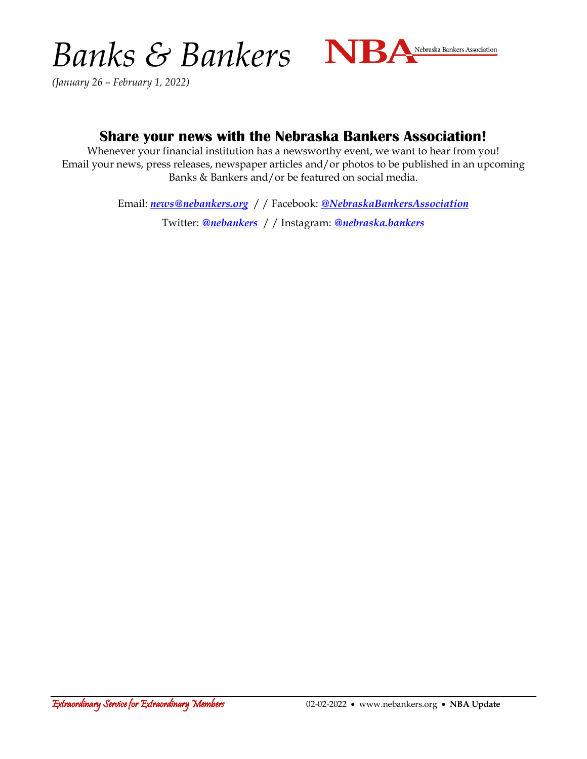# *Banks & Bankers*

NBA Nebraska Bankers Association

*(January 26 – February 1, 2022)*

## Share your news with the Nebraska Bankers Association!

Whenever your financial institution has a newsworthy event, we want to hear from you! Email your news, press releases, newspaper articles and/or photos to be published in an upcoming Banks & Bankers and/or be featured on social media.

Email: ***news@nebankers.org*** / / Facebook: ***@NebraskaBankersAssociation***

Twitter: ***@nebankers*** / / Instagram: ***@nebraska.bankers***